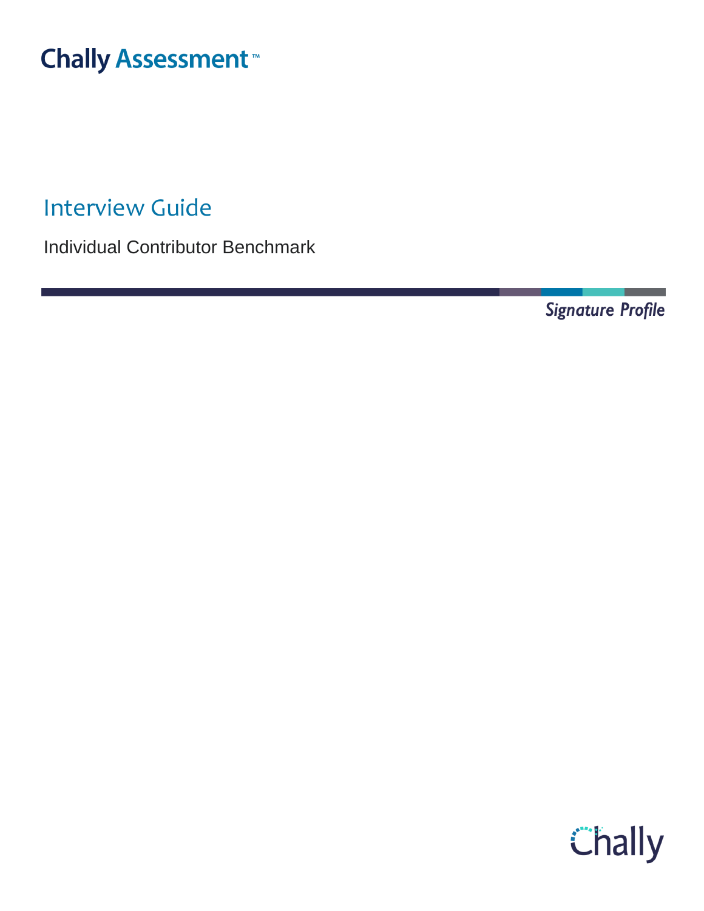Chally Assessment™

# Interview Guide

Individual Contributor Benchmark

*Signature Profile*

Chally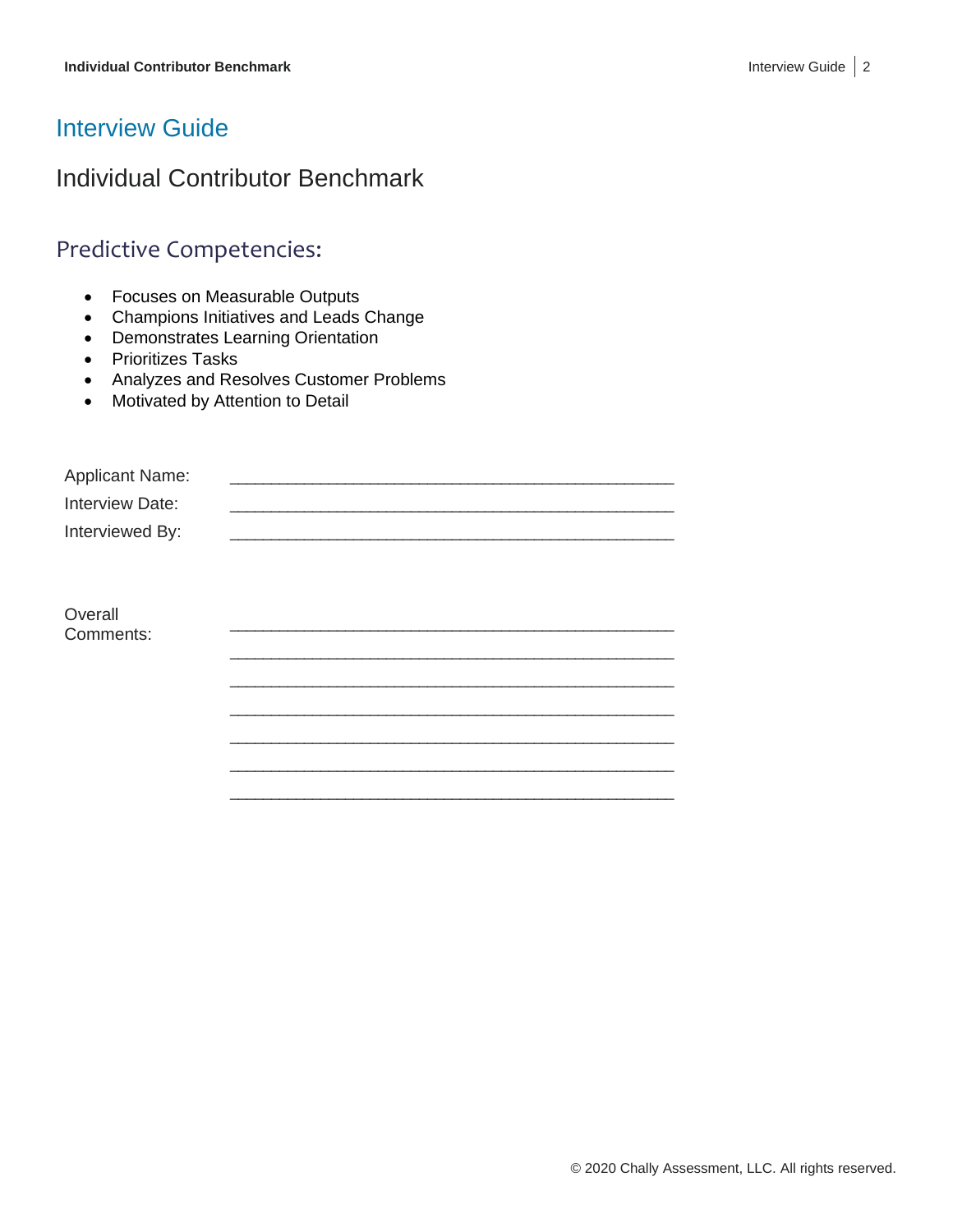# Interview Guide

## Individual Contributor Benchmark

### Predictive Competencies:

- Focuses on Measurable Outputs
- Champions Initiatives and Leads Change
- Demonstrates Learning Orientation
- Prioritizes Tasks
- Analyzes and Resolves Customer Problems
- Motivated by Attention to Detail

Applicant Name: _______________________________________________

Interview Date: _______________________________________________

Interviewed By: _______________________________________________

Overall Comments: _______________________________________________

_______________________________________________

_______________________________________________

_______________________________________________

_______________________________________________

_______________________________________________

_______________________________________________

© 2020 Chally Assessment, LLC. All rights reserved.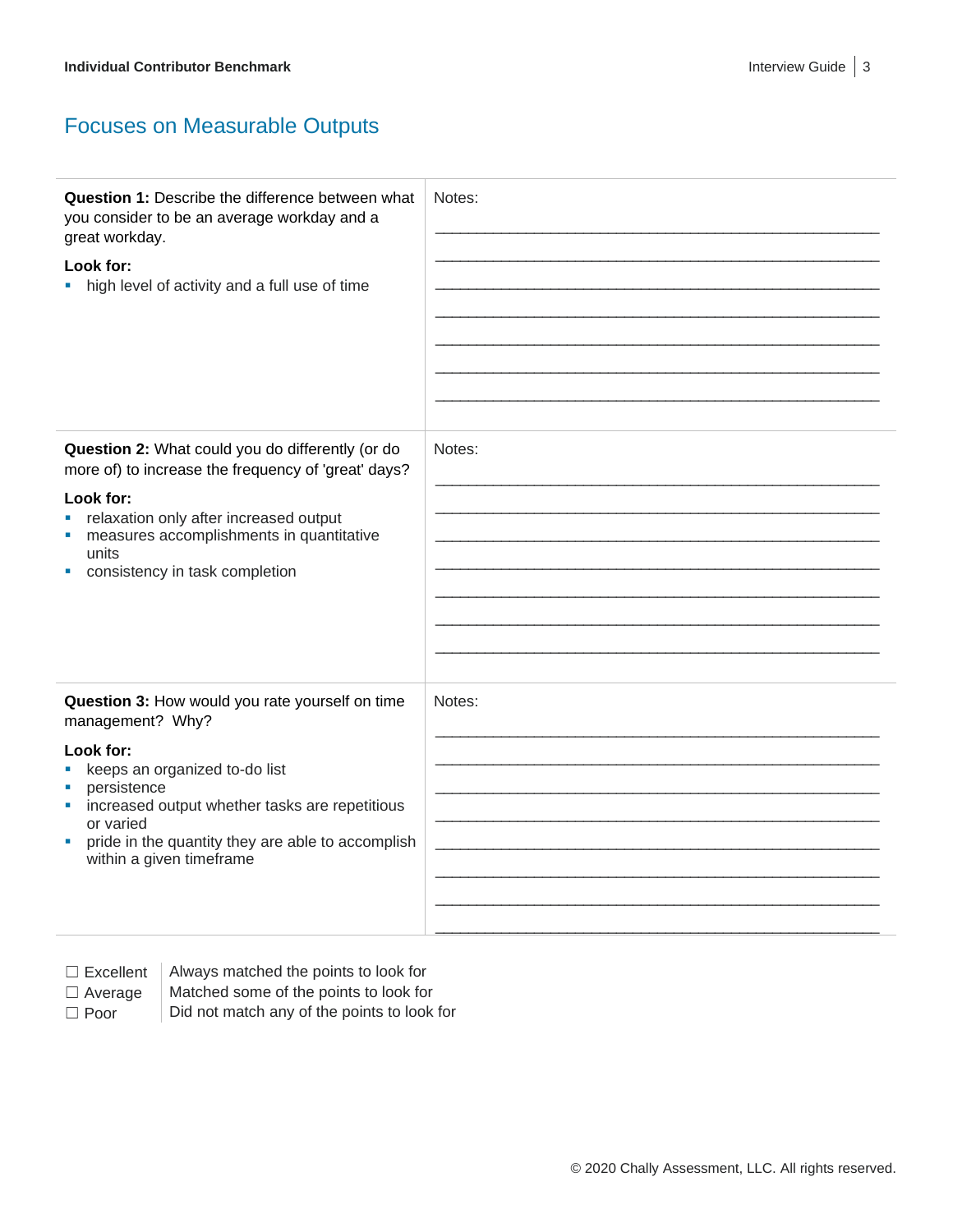## Focuses on Measurable Outputs

| | |
|---|---|
| **Question 1:** Describe the difference between what you consider to be an average workday and a great workday.<br><br>**Look for:**<br>▪ high level of activity and a full use of time | Notes: |
| **Question 2:** What could you do differently (or do more of) to increase the frequency of 'great' days?<br><br>**Look for:**<br>▪ relaxation only after increased output<br>▪ measures accomplishments in quantitative units<br>▪ consistency in task completion | Notes: |
| **Question 3:** How would you rate yourself on time management? Why?<br><br>**Look for:**<br>▪ keeps an organized to-do list<br>▪ persistence<br>▪ increased output whether tasks are repetitious or varied<br>▪ pride in the quantity they are able to accomplish within a given timeframe | Notes: |

| | |
|---|---|
| ☐ Excellent | Always matched the points to look for |
| ☐ Average | Matched some of the points to look for |
| ☐ Poor | Did not match any of the points to look for |

© 2020 Chally Assessment, LLC. All rights reserved.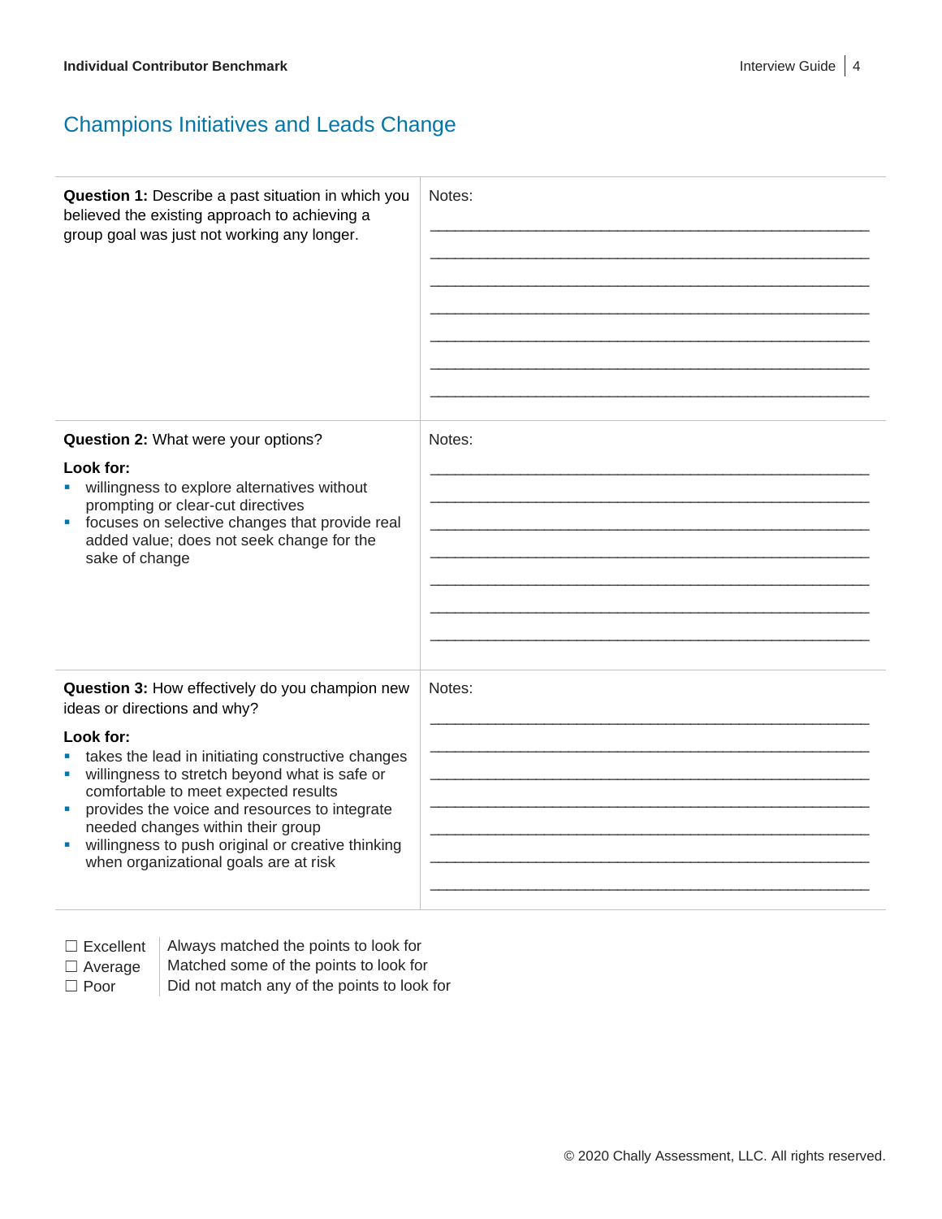## Champions Initiatives and Leads Change

| | |
|---|---|
| **Question 1:** Describe a past situation in which you believed the existing approach to achieving a group goal was just not working any longer. | Notes: |
| **Question 2:** What were your options?<br><br>**Look for:**<br>▪ willingness to explore alternatives without prompting or clear-cut directives<br>▪ focuses on selective changes that provide real added value; does not seek change for the sake of change | Notes: |
| **Question 3:** How effectively do you champion new ideas or directions and why?<br><br>**Look for:**<br>▪ takes the lead in initiating constructive changes<br>▪ willingness to stretch beyond what is safe or comfortable to meet expected results<br>▪ provides the voice and resources to integrate needed changes within their group<br>▪ willingness to push original or creative thinking when organizational goals are at risk | Notes: |

| | |
|---|---|
| ☐ Excellent | Always matched the points to look for |
| ☐ Average | Matched some of the points to look for |
| ☐ Poor | Did not match any of the points to look for |

© 2020 Chally Assessment, LLC. All rights reserved.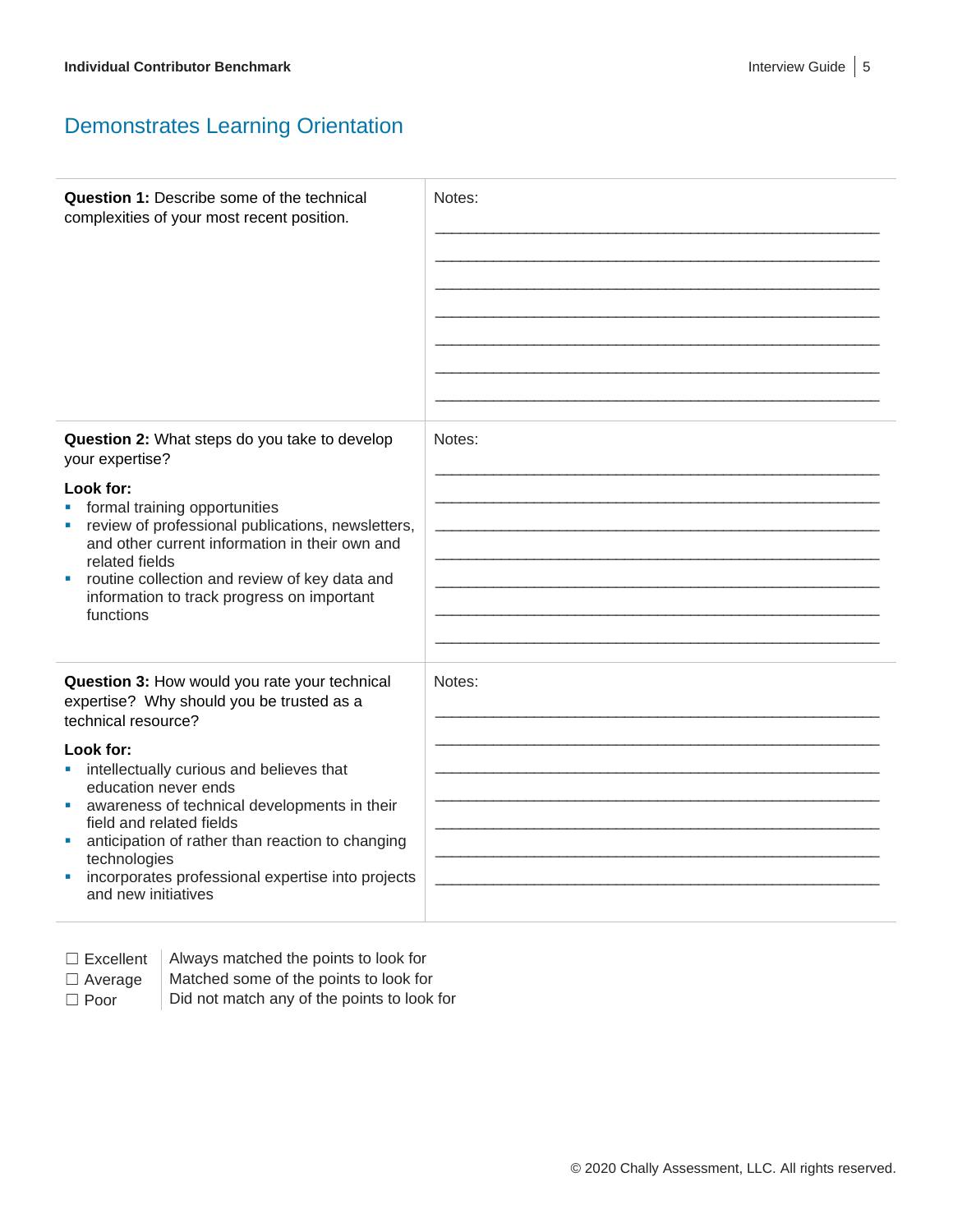## Demonstrates Learning Orientation

| | |
|---|---|
| **Question 1:** Describe some of the technical complexities of your most recent position. | Notes: |
| **Question 2:** What steps do you take to develop your expertise?<br><br>**Look for:**<br>▪ formal training opportunities<br>▪ review of professional publications, newsletters, and other current information in their own and related fields<br>▪ routine collection and review of key data and information to track progress on important functions | Notes: |
| **Question 3:** How would you rate your technical expertise? Why should you be trusted as a technical resource?<br><br>**Look for:**<br>▪ intellectually curious and believes that education never ends<br>▪ awareness of technical developments in their field and related fields<br>▪ anticipation of rather than reaction to changing technologies<br>▪ incorporates professional expertise into projects and new initiatives | Notes: |

| | |
|---|---|
| ☐ Excellent | Always matched the points to look for |
| ☐ Average | Matched some of the points to look for |
| ☐ Poor | Did not match any of the points to look for |

© 2020 Chally Assessment, LLC. All rights reserved.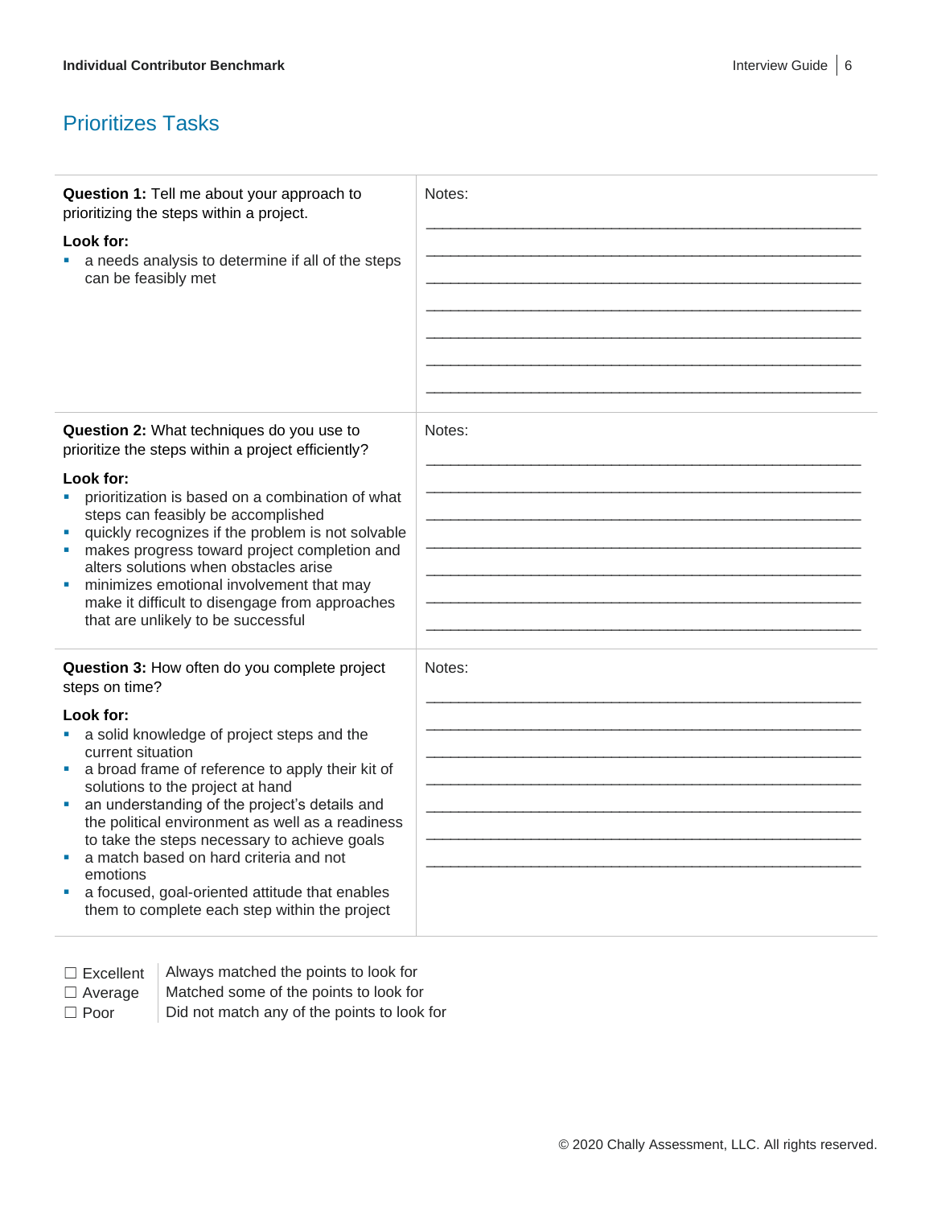## Prioritizes Tasks

| Question | Notes |
|---|---|
| **Question 1:** Tell me about your approach to prioritizing the steps within a project.<br><br>**Look for:**<br>▪ a needs analysis to determine if all of the steps can be feasibly met | Notes:<br>_______________________________________________<br>_______________________________________________<br>_______________________________________________<br>_______________________________________________<br>_______________________________________________<br>_______________________________________________<br>_______________________________________________ |
| **Question 2:** What techniques do you use to prioritize the steps within a project efficiently?<br><br>**Look for:**<br>▪ prioritization is based on a combination of what steps can feasibly be accomplished<br>▪ quickly recognizes if the problem is not solvable<br>▪ makes progress toward project completion and alters solutions when obstacles arise<br>▪ minimizes emotional involvement that may make it difficult to disengage from approaches that are unlikely to be successful | Notes:<br>_______________________________________________<br>_______________________________________________<br>_______________________________________________<br>_______________________________________________<br>_______________________________________________<br>_______________________________________________<br>_______________________________________________ |
| **Question 3:** How often do you complete project steps on time?<br><br>**Look for:**<br>▪ a solid knowledge of project steps and the current situation<br>▪ a broad frame of reference to apply their kit of solutions to the project at hand<br>▪ an understanding of the project's details and the political environment as well as a readiness to take the steps necessary to achieve goals<br>▪ a match based on hard criteria and not emotions<br>▪ a focused, goal-oriented attitude that enables them to complete each step within the project | Notes:<br>_______________________________________________<br>_______________________________________________<br>_______________________________________________<br>_______________________________________________<br>_______________________________________________<br>_______________________________________________<br>_______________________________________________ |

| | |
|---|---|
| ☐ Excellent | Always matched the points to look for |
| ☐ Average | Matched some of the points to look for |
| ☐ Poor | Did not match any of the points to look for |

© 2020 Chally Assessment, LLC. All rights reserved.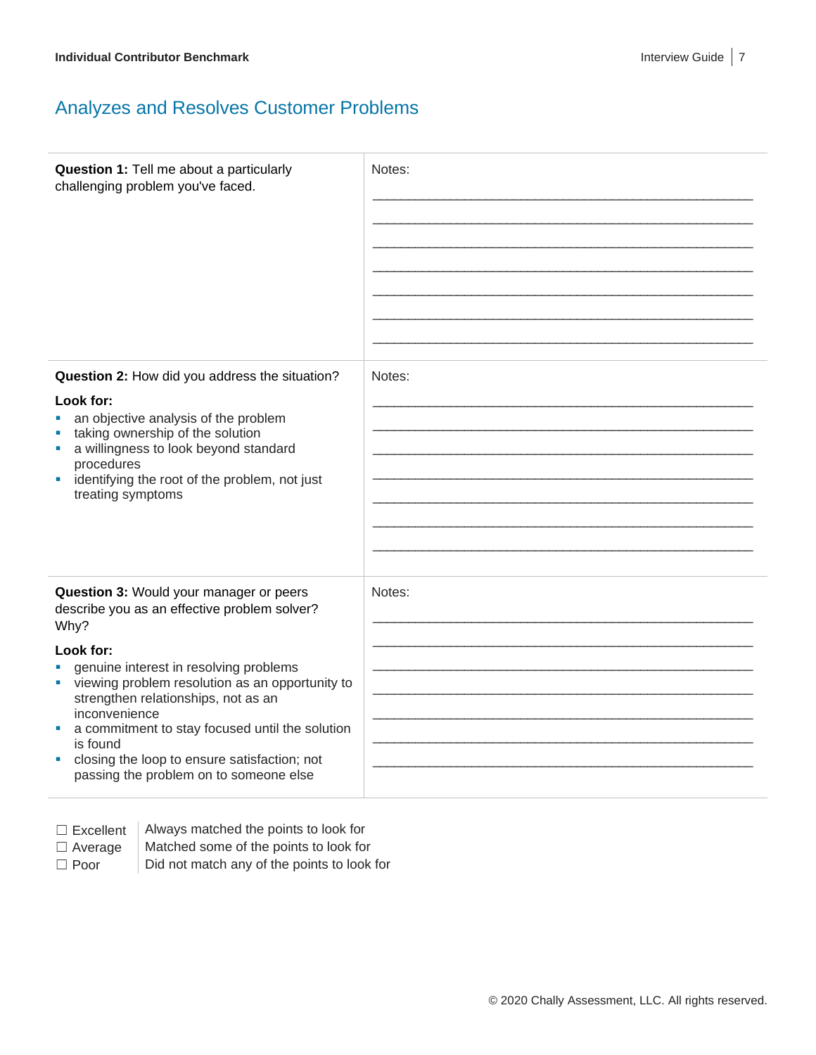## Analyzes and Resolves Customer Problems

| | |
|---|---|
| **Question 1:** Tell me about a particularly challenging problem you've faced. | Notes: |
| **Question 2:** How did you address the situation?<br><br>**Look for:**<br>▪ an objective analysis of the problem<br>▪ taking ownership of the solution<br>▪ a willingness to look beyond standard procedures<br>▪ identifying the root of the problem, not just treating symptoms | Notes: |
| **Question 3:** Would your manager or peers describe you as an effective problem solver? Why?<br><br>**Look for:**<br>▪ genuine interest in resolving problems<br>▪ viewing problem resolution as an opportunity to strengthen relationships, not as an inconvenience<br>▪ a commitment to stay focused until the solution is found<br>▪ closing the loop to ensure satisfaction; not passing the problem on to someone else | Notes: |

| | |
|---|---|
| ☐ Excellent | Always matched the points to look for |
| ☐ Average | Matched some of the points to look for |
| ☐ Poor | Did not match any of the points to look for |

© 2020 Chally Assessment, LLC. All rights reserved.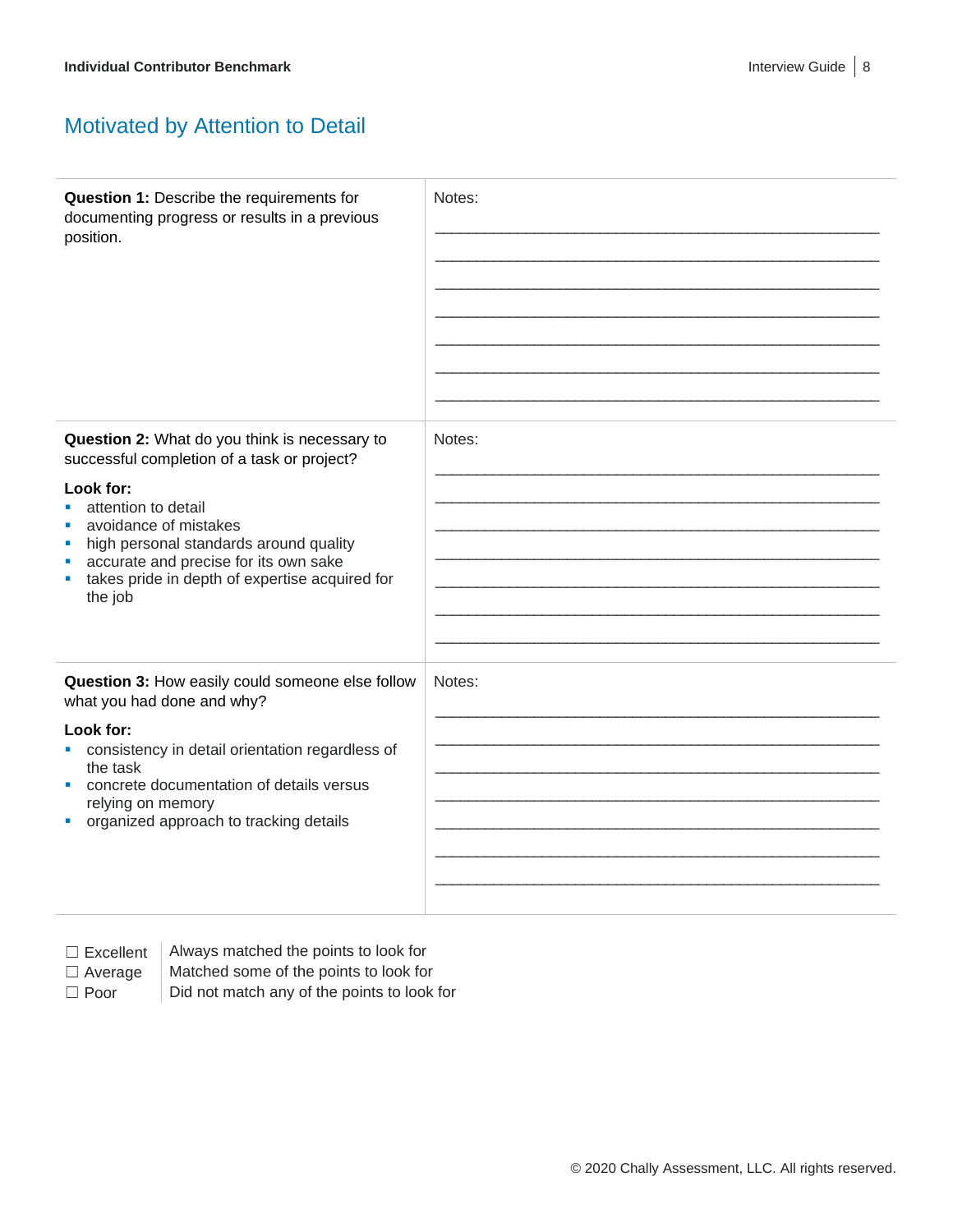## Motivated by Attention to Detail

| Question | Notes |
| --- | --- |
| **Question 1:** Describe the requirements for documenting progress or results in a previous position. | Notes: |
| **Question 2:** What do you think is necessary to successful completion of a task or project?<br><br>**Look for:**<br>▪ attention to detail<br>▪ avoidance of mistakes<br>▪ high personal standards around quality<br>▪ accurate and precise for its own sake<br>▪ takes pride in depth of expertise acquired for the job | Notes: |
| **Question 3:** How easily could someone else follow what you had done and why?<br><br>**Look for:**<br>▪ consistency in detail orientation regardless of the task<br>▪ concrete documentation of details versus relying on memory<br>▪ organized approach to tracking details | Notes: |

| Rating | Description |
| --- | --- |
| ☐ Excellent | Always matched the points to look for |
| ☐ Average | Matched some of the points to look for |
| ☐ Poor | Did not match any of the points to look for |

© 2020 Chally Assessment, LLC. All rights reserved.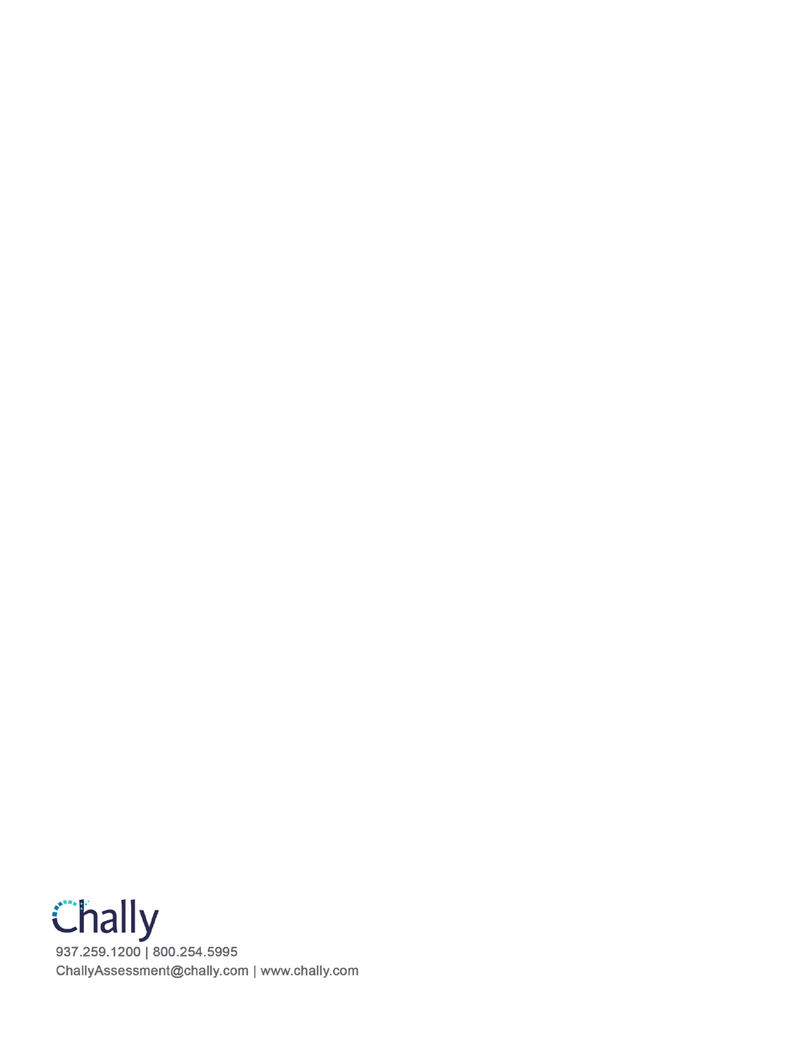Chally

937.259.1200 | 800.254.5995

ChallyAssessment@chally.com | www.chally.com